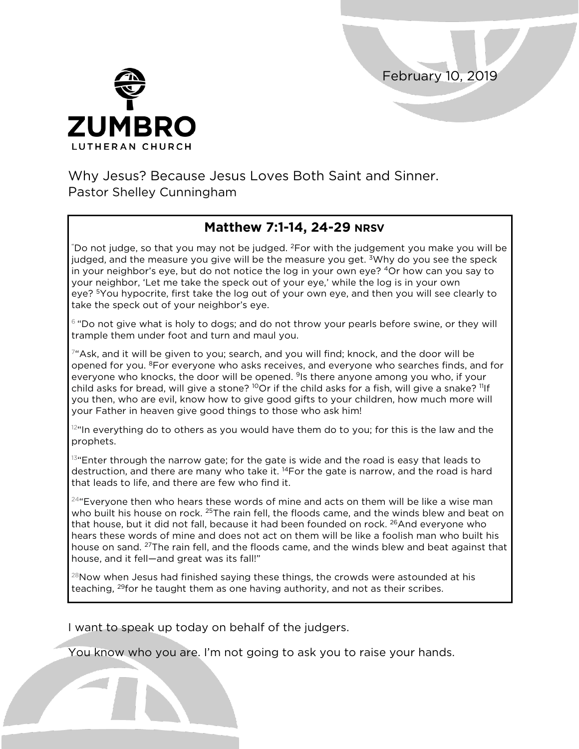February 10, 2019

ZUMBRO
LUTHERAN CHURCH

# Why Jesus? Because Jesus Loves Both Saint and Sinner.

Pastor Shelley Cunningham

## Matthew 7:1-14, 24-29 NRSV

[1]"Do not judge, so that you may not be judged. [2]For with the judgement you make you will be judged, and the measure you give will be the measure you get. [3]Why do you see the speck in your neighbor's eye, but do not notice the log in your own eye? [4]Or how can you say to your neighbor, 'Let me take the speck out of your eye,' while the log is in your own eye? [5]You hypocrite, first take the log out of your own eye, and then you will see clearly to take the speck out of your neighbor's eye.

[6] "Do not give what is holy to dogs; and do not throw your pearls before swine, or they will trample them under foot and turn and maul you.

[7]"Ask, and it will be given to you; search, and you will find; knock, and the door will be opened for you. [8]For everyone who asks receives, and everyone who searches finds, and for everyone who knocks, the door will be opened. [9]Is there anyone among you who, if your child asks for bread, will give a stone? [10]Or if the child asks for a fish, will give a snake? [11]If you then, who are evil, know how to give good gifts to your children, how much more will your Father in heaven give good things to those who ask him!

[12]"In everything do to others as you would have them do to you; for this is the law and the prophets.

[13]"Enter through the narrow gate; for the gate is wide and the road is easy that leads to destruction, and there are many who take it. [14]For the gate is narrow, and the road is hard that leads to life, and there are few who find it.

[24]"Everyone then who hears these words of mine and acts on them will be like a wise man who built his house on rock. [25]The rain fell, the floods came, and the winds blew and beat on that house, but it did not fall, because it had been founded on rock. [26]And everyone who hears these words of mine and does not act on them will be like a foolish man who built his house on sand. [27]The rain fell, and the floods came, and the winds blew and beat against that house, and it fell—and great was its fall!"

[28]Now when Jesus had finished saying these things, the crowds were astounded at his teaching, [29]for he taught them as one having authority, and not as their scribes.

I want to speak up today on behalf of the judgers.

You know who you are. I'm not going to ask you to raise your hands.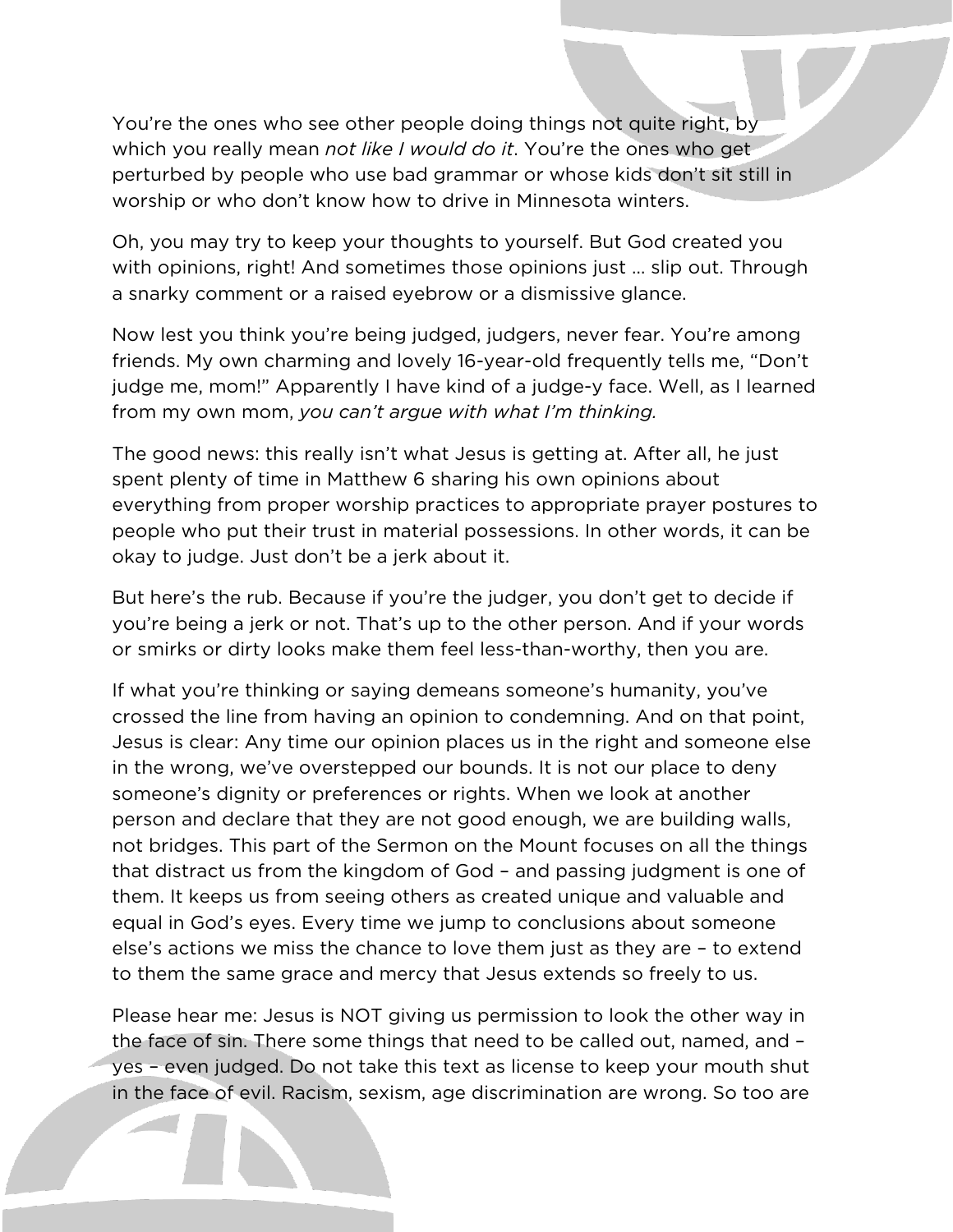You're the ones who see other people doing things not quite right, by which you really mean *not like I would do it*. You're the ones who get perturbed by people who use bad grammar or whose kids don't sit still in worship or who don't know how to drive in Minnesota winters.

Oh, you may try to keep your thoughts to yourself. But God created you with opinions, right! And sometimes those opinions just … slip out. Through a snarky comment or a raised eyebrow or a dismissive glance.

Now lest you think you're being judged, judgers, never fear. You're among friends. My own charming and lovely 16-year-old frequently tells me, "Don't judge me, mom!" Apparently I have kind of a judge-y face. Well, as I learned from my own mom, *you can't argue with what I'm thinking.*

The good news: this really isn't what Jesus is getting at. After all, he just spent plenty of time in Matthew 6 sharing his own opinions about everything from proper worship practices to appropriate prayer postures to people who put their trust in material possessions. In other words, it can be okay to judge. Just don't be a jerk about it.

But here's the rub. Because if you're the judger, you don't get to decide if you're being a jerk or not. That's up to the other person. And if your words or smirks or dirty looks make them feel less-than-worthy, then you are.

If what you're thinking or saying demeans someone's humanity, you've crossed the line from having an opinion to condemning. And on that point, Jesus is clear: Any time our opinion places us in the right and someone else in the wrong, we've overstepped our bounds. It is not our place to deny someone's dignity or preferences or rights. When we look at another person and declare that they are not good enough, we are building walls, not bridges. This part of the Sermon on the Mount focuses on all the things that distract us from the kingdom of God – and passing judgment is one of them. It keeps us from seeing others as created unique and valuable and equal in God's eyes. Every time we jump to conclusions about someone else's actions we miss the chance to love them just as they are – to extend to them the same grace and mercy that Jesus extends so freely to us.

Please hear me: Jesus is NOT giving us permission to look the other way in the face of sin. There some things that need to be called out, named, and – yes – even judged. Do not take this text as license to keep your mouth shut in the face of evil. Racism, sexism, age discrimination are wrong. So too are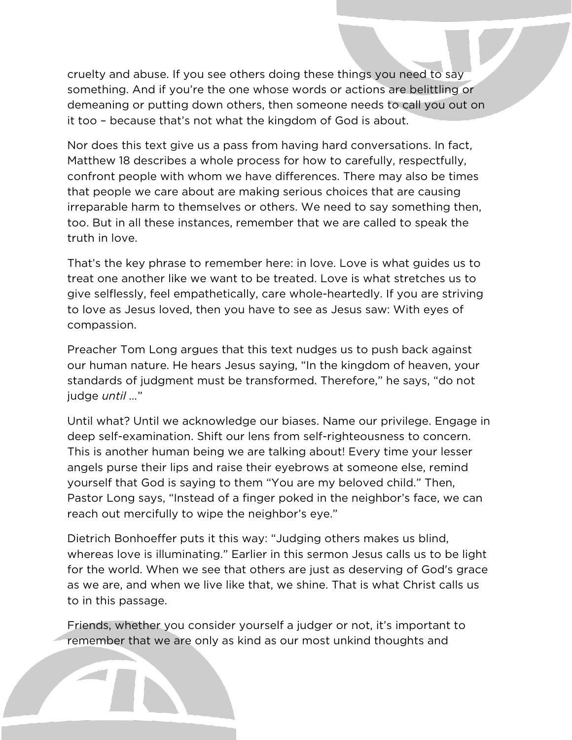cruelty and abuse. If you see others doing these things you need to say something. And if you're the one whose words or actions are belittling or demeaning or putting down others, then someone needs to call you out on it too – because that's not what the kingdom of God is about.

Nor does this text give us a pass from having hard conversations. In fact, Matthew 18 describes a whole process for how to carefully, respectfully, confront people with whom we have differences. There may also be times that people we care about are making serious choices that are causing irreparable harm to themselves or others. We need to say something then, too. But in all these instances, remember that we are called to speak the truth in love.

That's the key phrase to remember here: in love. Love is what guides us to treat one another like we want to be treated. Love is what stretches us to give selflessly, feel empathetically, care whole-heartedly. If you are striving to love as Jesus loved, then you have to see as Jesus saw: With eyes of compassion.

Preacher Tom Long argues that this text nudges us to push back against our human nature. He hears Jesus saying, "In the kingdom of heaven, your standards of judgment must be transformed. Therefore," he says, "do not judge *until …*"

Until what? Until we acknowledge our biases. Name our privilege. Engage in deep self-examination. Shift our lens from self-righteousness to concern. This is another human being we are talking about! Every time your lesser angels purse their lips and raise their eyebrows at someone else, remind yourself that God is saying to them "You are my beloved child." Then, Pastor Long says, "Instead of a finger poked in the neighbor's face, we can reach out mercifully to wipe the neighbor's eye."

Dietrich Bonhoeffer puts it this way: "Judging others makes us blind, whereas love is illuminating." Earlier in this sermon Jesus calls us to be light for the world. When we see that others are just as deserving of God's grace as we are, and when we live like that, we shine. That is what Christ calls us to in this passage.

Friends, whether you consider yourself a judger or not, it's important to remember that we are only as kind as our most unkind thoughts and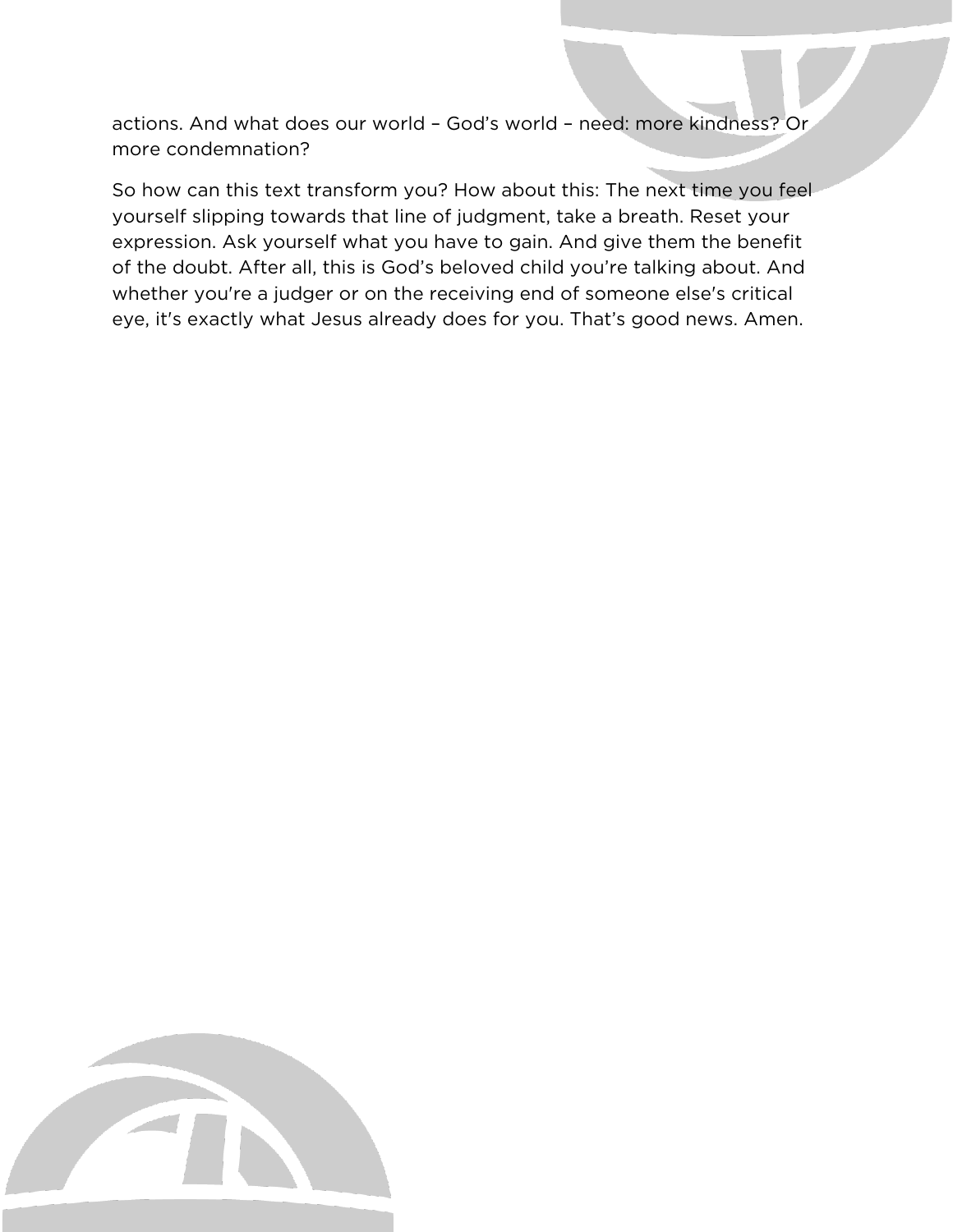actions. And what does our world – God's world – need: more kindness? Or more condemnation?

So how can this text transform you? How about this: The next time you feel yourself slipping towards that line of judgment, take a breath. Reset your expression. Ask yourself what you have to gain. And give them the benefit of the doubt. After all, this is God's beloved child you're talking about. And whether you're a judger or on the receiving end of someone else's critical eye, it's exactly what Jesus already does for you. That's good news. Amen.